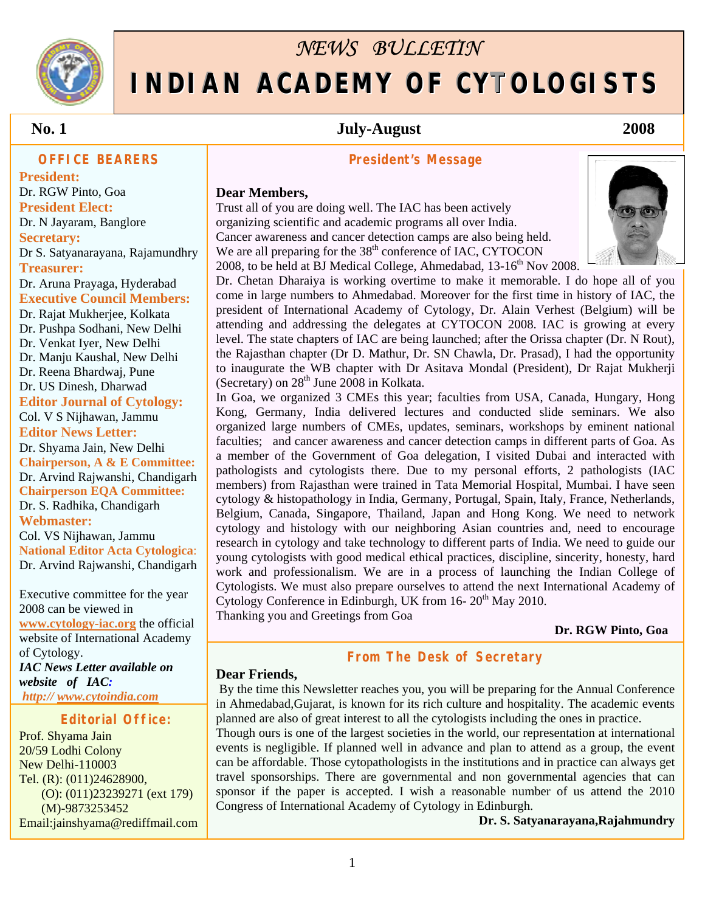# *NEWS BULLETIN*

# INDIAN ACADEMY OF CYTOLOGISTS

**No. 1** **July-August** **2008**

## OFFICE BEARERS

**President:**
Dr. RGW Pinto, Goa

**President Elect:**
Dr. N Jayaram, Banglore

**Secretary:**
Dr S. Satyanarayana, Rajamundhry

**Treasurer:**
Dr. Aruna Prayaga, Hyderabad

**Executive Council Members:**
Dr. Rajat Mukherjee, Kolkata
Dr. Pushpa Sodhani, New Delhi
Dr. Venkat Iyer, New Delhi
Dr. Manju Kaushal, New Delhi
Dr. Reena Bhardwaj, Pune
Dr. US Dinesh, Dharwad

**Editor Journal of Cytology:**
Col. V S Nijhawan, Jammu

**Editor News Letter:**
Dr. Shyama Jain, New Delhi

**Chairperson, A & E Committee:**
Dr. Arvind Rajwanshi, Chandigarh

**Chairperson EQA Committee:**
Dr. S. Radhika, Chandigarh

**Webmaster:**
Col. VS Nijhawan, Jammu

**National Editor Acta Cytologica:**
Dr. Arvind Rajwanshi, Chandigarh

Executive committee for the year 2008 can be viewed in **www.cytology-iac.org** the official website of International Academy of Cytology.

***IAC News Letter available on website of IAC:***
***http:// www.cytoindia.com***

## Editorial Office:

Prof. Shyama Jain
20/59 Lodhi Colony
New Delhi-110003
Tel. (R): (011)24628900,
(O): (011)23239271 (ext 179)
(M)-9873253452
Email:jainshyama@rediffmail.com

## President's Message

**Dear Members,**

Trust all of you are doing well. The IAC has been actively organizing scientific and academic programs all over India. Cancer awareness and cancer detection camps are also being held. We are all preparing for the 38th conference of IAC, CYTOCON 2008, to be held at BJ Medical College, Ahmedabad, 13-16th Nov 2008. Dr. Chetan Dharaiya is working overtime to make it memorable. I do hope all of you come in large numbers to Ahmedabad. Moreover for the first time in history of IAC, the president of International Academy of Cytology, Dr. Alain Verhest (Belgium) will be attending and addressing the delegates at CYTOCON 2008. IAC is growing at every level. The state chapters of IAC are being launched; after the Orissa chapter (Dr. N Rout), the Rajasthan chapter (Dr D. Mathur, Dr. SN Chawla, Dr. Prasad), I had the opportunity to inaugurate the WB chapter with Dr Asitava Mondal (President), Dr Rajat Mukherji (Secretary) on 28th June 2008 in Kolkata.

In Goa, we organized 3 CMEs this year; faculties from USA, Canada, Hungary, Hong Kong, Germany, India delivered lectures and conducted slide seminars. We also organized large numbers of CMEs, updates, seminars, workshops by eminent national faculties; and cancer awareness and cancer detection camps in different parts of Goa. As a member of the Government of Goa delegation, I visited Dubai and interacted with pathologists and cytologists there. Due to my personal efforts, 2 pathologists (IAC members) from Rajasthan were trained in Tata Memorial Hospital, Mumbai. I have seen cytology & histopathology in India, Germany, Portugal, Spain, Italy, France, Netherlands, Belgium, Canada, Singapore, Thailand, Japan and Hong Kong. We need to network cytology and histology with our neighboring Asian countries and, need to encourage research in cytology and take technology to different parts of India. We need to guide our young cytologists with good medical ethical practices, discipline, sincerity, honesty, hard work and professionalism. We are in a process of launching the Indian College of Cytologists. We must also prepare ourselves to attend the next International Academy of Cytology Conference in Edinburgh, UK from 16- 20th May 2010.

Thanking you and Greetings from Goa

**Dr. RGW Pinto, Goa**

## From The Desk of Secretary

**Dear Friends,**

By the time this Newsletter reaches you, you will be preparing for the Annual Conference in Ahmedabad,Gujarat, is known for its rich culture and hospitality. The academic events planned are also of great interest to all the cytologists including the ones in practice.

Though ours is one of the largest societies in the world, our representation at international events is negligible. If planned well in advance and plan to attend as a group, the event can be affordable. Those cytopathologists in the institutions and in practice can always get travel sponsorships. There are governmental and non governmental agencies that can sponsor if the paper is accepted. I wish a reasonable number of us attend the 2010 Congress of International Academy of Cytology in Edinburgh.

**Dr. S. Satyanarayana,Rajahmundry**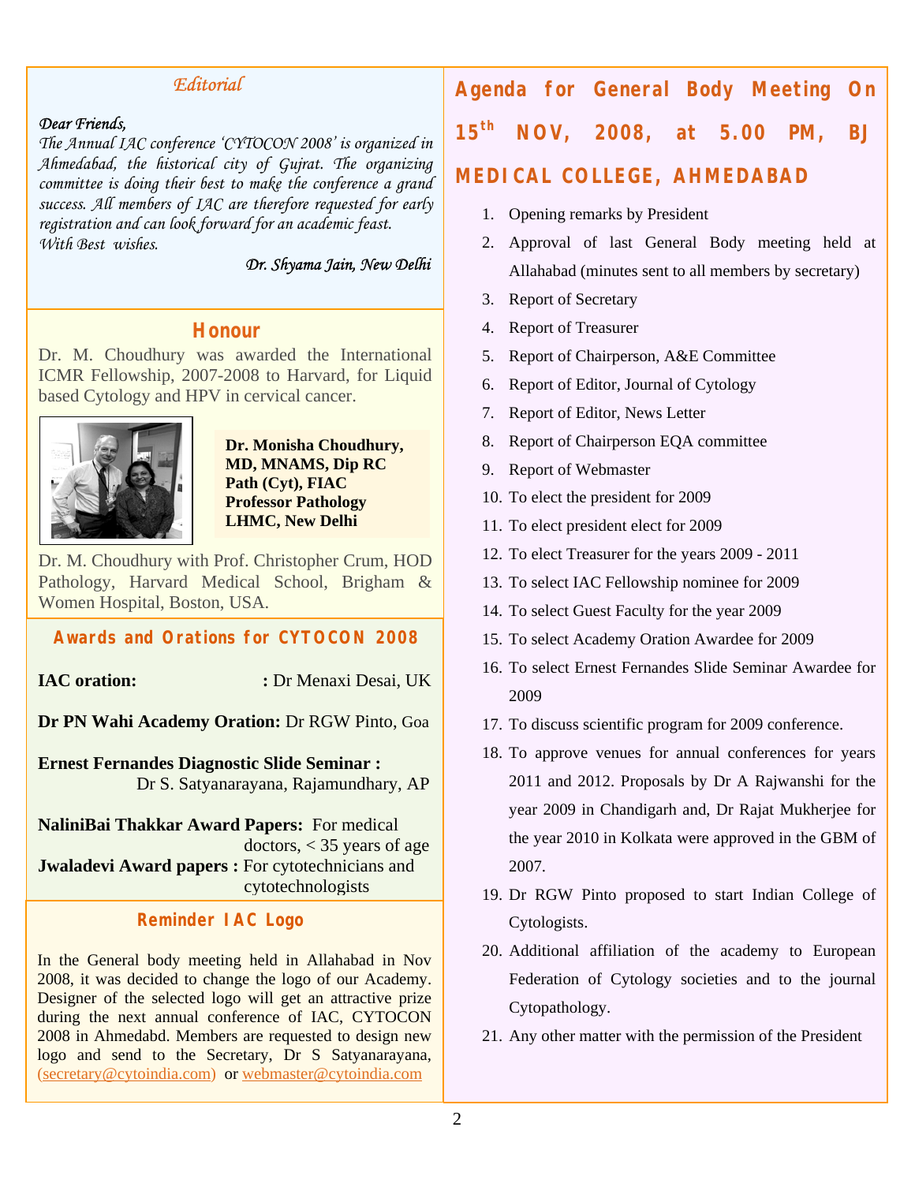## Editorial

*Dear Friends,*

*The Annual IAC conference 'CYTOCON 2008' is organized in Ahmedabad, the historical city of Gujrat. The organizing committee is doing their best to make the conference a grand success. All members of IAC are therefore requested for early registration and can look forward for an academic feast.*

*With Best wishes.*

*Dr. Shyama Jain, New Delhi*

## Honour

Dr. M. Choudhury was awarded the International ICMR Fellowship, 2007-2008 to Harvard, for Liquid based Cytology and HPV in cervical cancer.

**Dr. Monisha Choudhury, MD, MNAMS, Dip RC Path (Cyt), FIAC Professor Pathology LHMC, New Delhi**

Dr. M. Choudhury with Prof. Christopher Crum, HOD Pathology, Harvard Medical School, Brigham & Women Hospital, Boston, USA.

## Awards and Orations for CYTOCON 2008

**IAC oration:** : Dr Menaxi Desai, UK

**Dr PN Wahi Academy Oration:** Dr RGW Pinto, Goa

**Ernest Fernandes Diagnostic Slide Seminar :** Dr S. Satyanarayana, Rajamundhary, AP

**NaliniBai Thakkar Award Papers:** For medical doctors, < 35 years of age

**Jwaladevi Award papers :** For cytotechnicians and cytotechnologists

## Reminder IAC Logo

In the General body meeting held in Allahabad in Nov 2008, it was decided to change the logo of our Academy. Designer of the selected logo will get an attractive prize during the next annual conference of IAC, CYTOCON 2008 in Ahmedabd. Members are requested to design new logo and send to the Secretary, Dr S Satyanarayana, (secretary@cytoindia.com) or webmaster@cytoindia.com

## Agenda for General Body Meeting On 15th NOV, 2008, at 5.00 PM, BJ MEDICAL COLLEGE, AHMEDABAD

1. Opening remarks by President
2. Approval of last General Body meeting held at Allahabad (minutes sent to all members by secretary)
3. Report of Secretary
4. Report of Treasurer
5. Report of Chairperson, A&E Committee
6. Report of Editor, Journal of Cytology
7. Report of Editor, News Letter
8. Report of Chairperson EQA committee
9. Report of Webmaster
10. To elect the president for 2009
11. To elect president elect for 2009
12. To elect Treasurer for the years 2009 - 2011
13. To select IAC Fellowship nominee for 2009
14. To select Guest Faculty for the year 2009
15. To select Academy Oration Awardee for 2009
16. To select Ernest Fernandes Slide Seminar Awardee for 2009
17. To discuss scientific program for 2009 conference.
18. To approve venues for annual conferences for years 2011 and 2012. Proposals by Dr A Rajwanshi for the year 2009 in Chandigarh and, Dr Rajat Mukherjee for the year 2010 in Kolkata were approved in the GBM of 2007.
19. Dr RGW Pinto proposed to start Indian College of Cytologists.
20. Additional affiliation of the academy to European Federation of Cytology societies and to the journal Cytopathology.
21. Any other matter with the permission of the President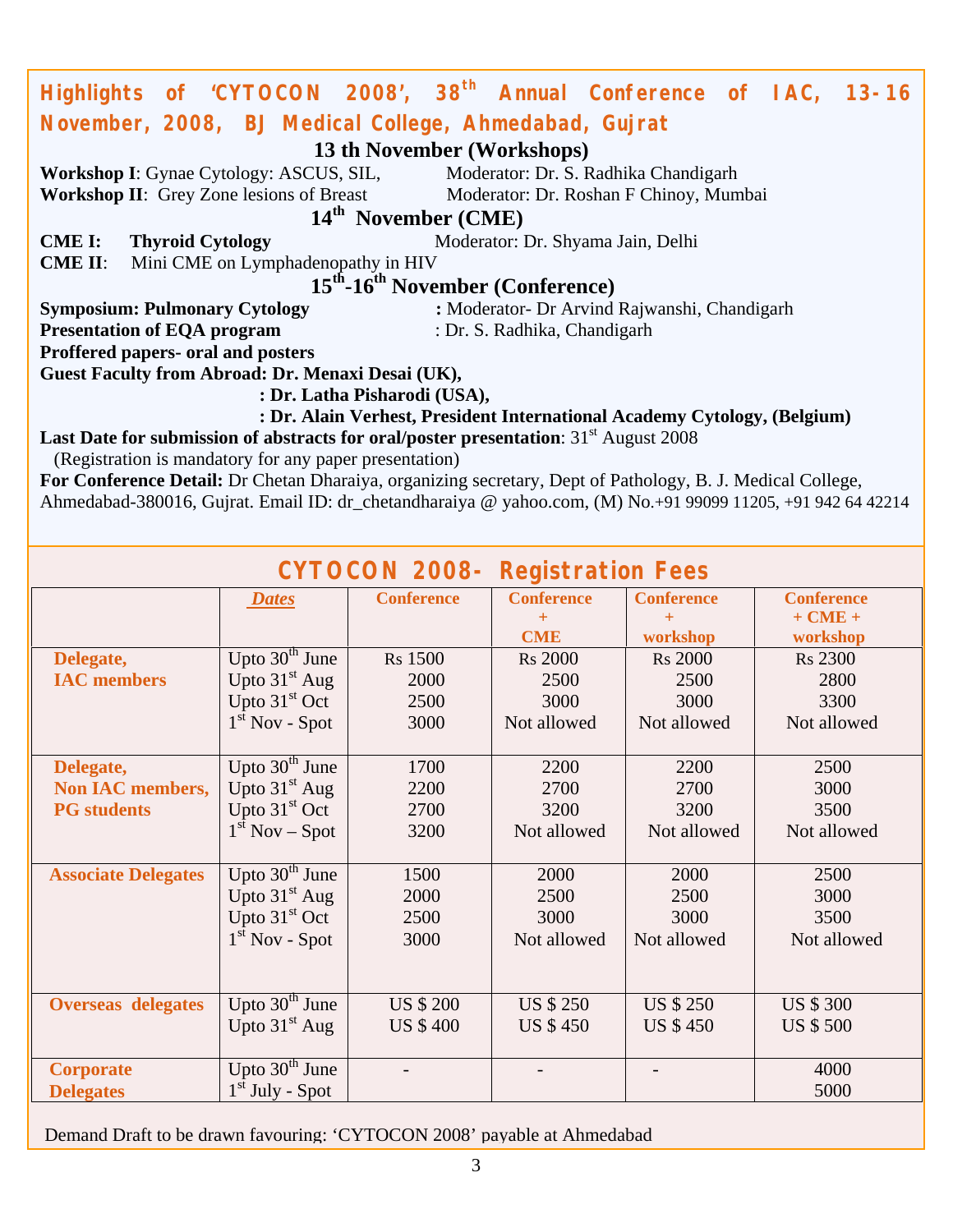## Highlights of 'CYTOCON 2008', 38th Annual Conference of IAC, 13-16 November, 2008, BJ Medical College, Ahmedabad, Gujrat

### 13 th November (Workshops)

**Workshop I**: Gynae Cytology: ASCUS, SIL, Moderator: Dr. S. Radhika Chandigarh
**Workshop II**: Grey Zone lesions of Breast Moderator: Dr. Roshan F Chinoy, Mumbai

### 14th November (CME)

**CME I: Thyroid Cytology** Moderator: Dr. Shyama Jain, Delhi
**CME II**: Mini CME on Lymphadenopathy in HIV

### 15th-16th November (Conference)

**Symposium: Pulmonary Cytology** : Moderator- Dr Arvind Rajwanshi, Chandigarh
**Presentation of EQA program** : Dr. S. Radhika, Chandigarh
**Proffered papers- oral and posters**
**Guest Faculty from Abroad: Dr. Menaxi Desai (UK),**
**: Dr. Latha Pisharodi (USA),**
**: Dr. Alain Verhest, President International Academy Cytology, (Belgium)**

**Last Date for submission of abstracts for oral/poster presentation**: 31st August 2008
(Registration is mandatory for any paper presentation)

**For Conference Detail:** Dr Chetan Dharaiya, organizing secretary, Dept of Pathology, B. J. Medical College, Ahmedabad-380016, Gujrat. Email ID: dr_chetandharaiya @ yahoo.com, (M) No.+91 99099 11205, +91 942 64 42214

## CYTOCON 2008- Registration Fees

| | *Dates* | Conference | Conference + CME | Conference + workshop | Conference + CME + workshop |
|---|---|---|---|---|---|
| **Delegate, IAC members** | Upto 30th June | Rs 1500 | Rs 2000 | Rs 2000 | Rs 2300 |
| | Upto 31st Aug | 2000 | 2500 | 2500 | 2800 |
| | Upto 31st Oct | 2500 | 3000 | 3000 | 3300 |
| | 1st Nov - Spot | 3000 | Not allowed | Not allowed | Not allowed |
| **Delegate, Non IAC members, PG students** | Upto 30th June | 1700 | 2200 | 2200 | 2500 |
| | Upto 31st Aug | 2200 | 2700 | 2700 | 3000 |
| | Upto 31st Oct | 2700 | 3200 | 3200 | 3500 |
| | 1st Nov – Spot | 3200 | Not allowed | Not allowed | Not allowed |
| **Associate Delegates** | Upto 30th June | 1500 | 2000 | 2000 | 2500 |
| | Upto 31st Aug | 2000 | 2500 | 2500 | 3000 |
| | Upto 31st Oct | 2500 | 3000 | 3000 | 3500 |
| | 1st Nov - Spot | 3000 | Not allowed | Not allowed | Not allowed |
| **Overseas delegates** | Upto 30th June | US $ 200 | US $ 250 | US $ 250 | US $ 300 |
| | Upto 31st Aug | US $ 400 | US $ 450 | US $ 450 | US $ 500 |
| **Corporate Delegates** | Upto 30th June | - | - | - | 4000 |
| | 1st July - Spot | | | | 5000 |

Demand Draft to be drawn favouring: 'CYTOCON 2008' payable at Ahmedabad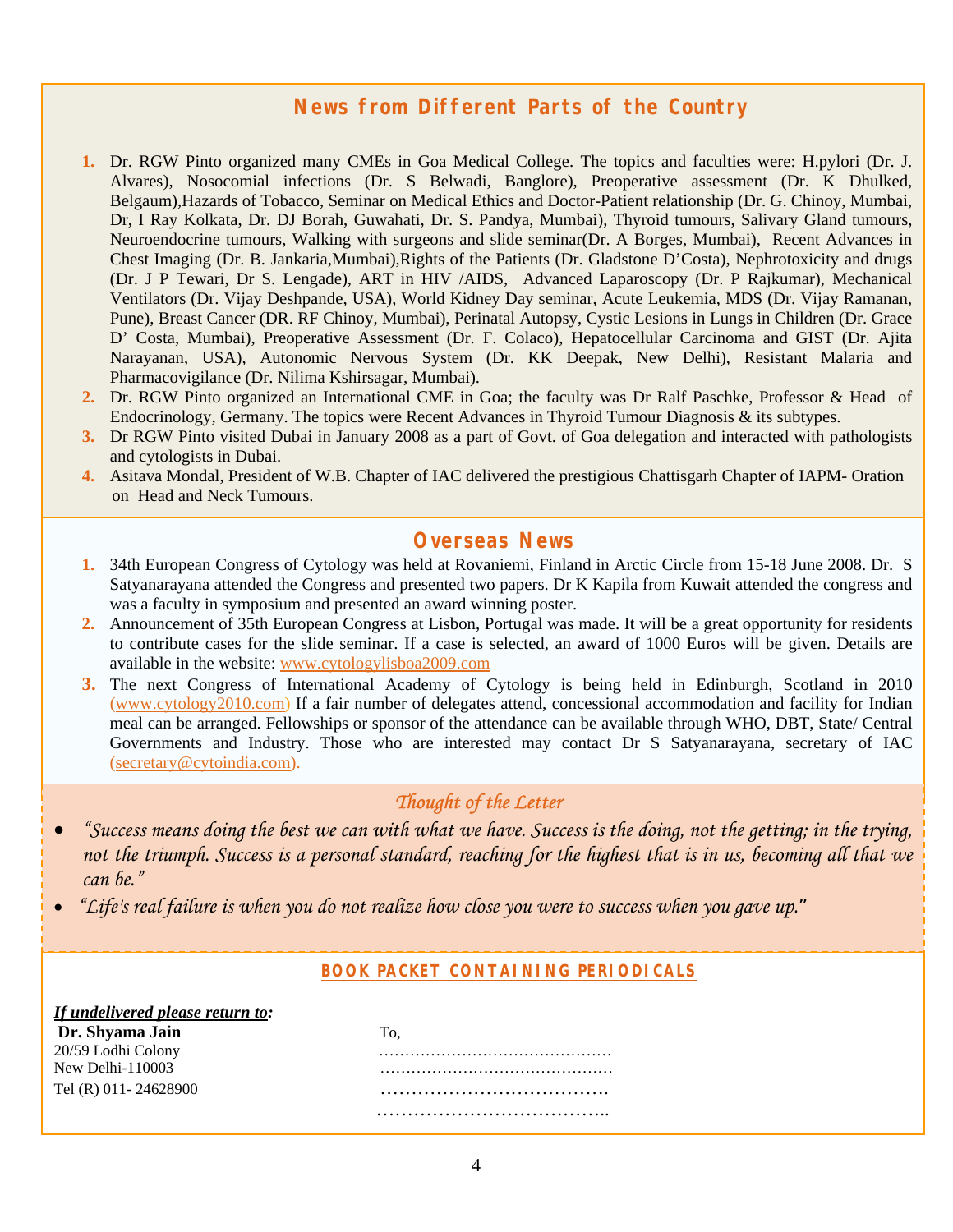## News from Different Parts of the Country

1. Dr. RGW Pinto organized many CMEs in Goa Medical College. The topics and faculties were: H.pylori (Dr. J. Alvares), Nosocomial infections (Dr. S Belwadi, Banglore), Preoperative assessment (Dr. K Dhulked, Belgaum),Hazards of Tobacco, Seminar on Medical Ethics and Doctor-Patient relationship (Dr. G. Chinoy, Mumbai, Dr, I Ray Kolkata, Dr. DJ Borah, Guwahati, Dr. S. Pandya, Mumbai), Thyroid tumours, Salivary Gland tumours, Neuroendocrine tumours, Walking with surgeons and slide seminar(Dr. A Borges, Mumbai), Recent Advances in Chest Imaging (Dr. B. Jankaria,Mumbai),Rights of the Patients (Dr. Gladstone D'Costa), Nephrotoxicity and drugs (Dr. J P Tewari, Dr S. Lengade), ART in HIV /AIDS, Advanced Laparoscopy (Dr. P Rajkumar), Mechanical Ventilators (Dr. Vijay Deshpande, USA), World Kidney Day seminar, Acute Leukemia, MDS (Dr. Vijay Ramanan, Pune), Breast Cancer (DR. RF Chinoy, Mumbai), Perinatal Autopsy, Cystic Lesions in Lungs in Children (Dr. Grace D' Costa, Mumbai), Preoperative Assessment (Dr. F. Colaco), Hepatocellular Carcinoma and GIST (Dr. Ajita Narayanan, USA), Autonomic Nervous System (Dr. KK Deepak, New Delhi), Resistant Malaria and Pharmacovigilance (Dr. Nilima Kshirsagar, Mumbai).
2. Dr. RGW Pinto organized an International CME in Goa; the faculty was Dr Ralf Paschke, Professor & Head of Endocrinology, Germany. The topics were Recent Advances in Thyroid Tumour Diagnosis & its subtypes.
3. Dr RGW Pinto visited Dubai in January 2008 as a part of Govt. of Goa delegation and interacted with pathologists and cytologists in Dubai.
4. Asitava Mondal, President of W.B. Chapter of IAC delivered the prestigious Chattisgarh Chapter of IAPM- Oration on Head and Neck Tumours.

## Overseas News

1. 34th European Congress of Cytology was held at Rovaniemi, Finland in Arctic Circle from 15-18 June 2008. Dr. S Satyanarayana attended the Congress and presented two papers. Dr K Kapila from Kuwait attended the congress and was a faculty in symposium and presented an award winning poster.
2. Announcement of 35th European Congress at Lisbon, Portugal was made. It will be a great opportunity for residents to contribute cases for the slide seminar. If a case is selected, an award of 1000 Euros will be given. Details are available in the website: www.cytologylisboa2009.com
3. The next Congress of International Academy of Cytology is being held in Edinburgh, Scotland in 2010 (www.cytology2010.com) If a fair number of delegates attend, concessional accommodation and facility for Indian meal can be arranged. Fellowships or sponsor of the attendance can be available through WHO, DBT, State/ Central Governments and Industry. Those who are interested may contact Dr S Satyanarayana, secretary of IAC (secretary@cytoindia.com).

### *Thought of the Letter*

- *"Success means doing the best we can with what we have. Success is the doing, not the getting; in the trying, not the triumph. Success is a personal standard, reaching for the highest that is in us, becoming all that we can be."*
- *"Life's real failure is when you do not realize how close you were to success when you gave up."*

**BOOK PACKET CONTAINING PERIODICALS**

***If undelivered please return to:***

**Dr. Shyama Jain**
20/59 Lodhi Colony
New Delhi-110003
Tel (R) 011- 24628900

To,
……………………………………
……………………………………
……………………………….
………………………………..